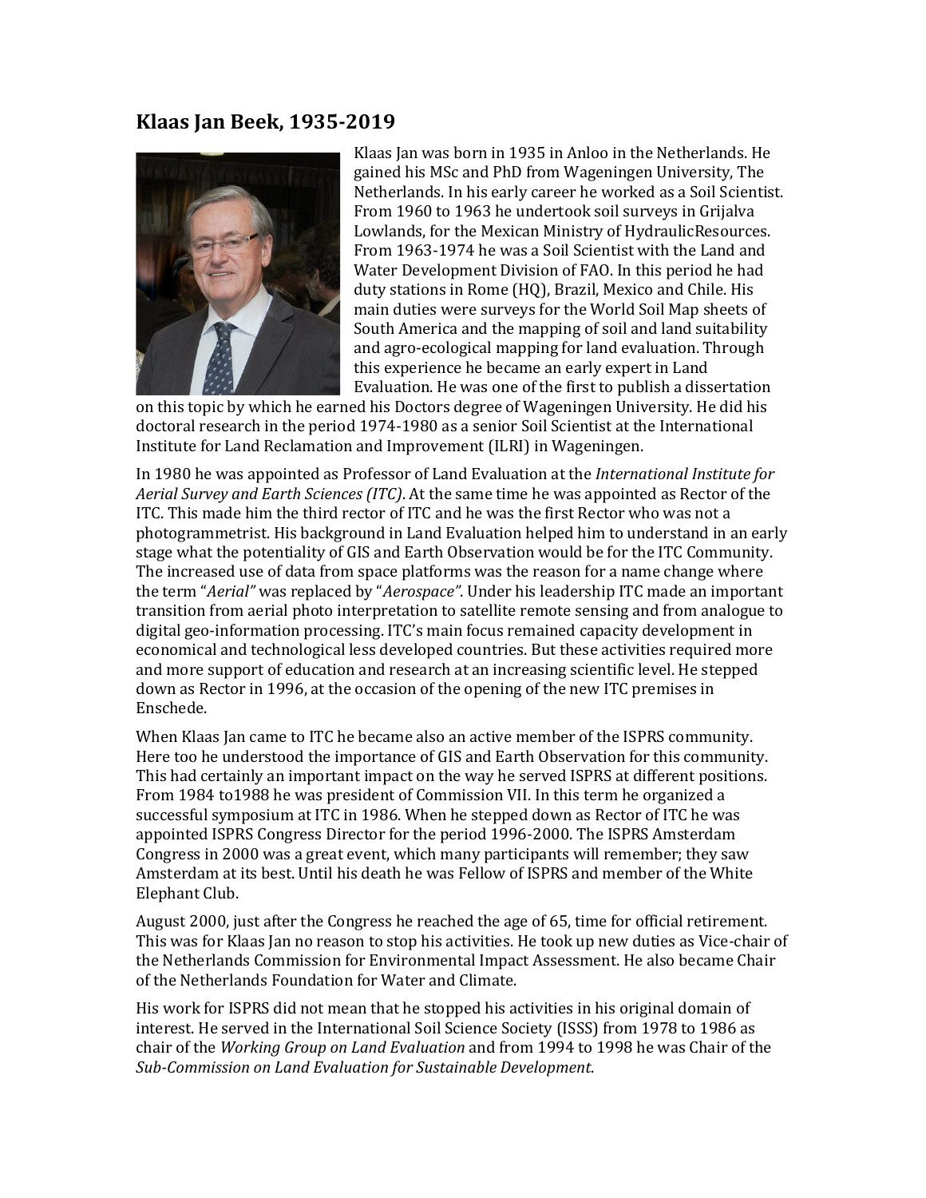## Klaas Jan Beek, 1935-2019

Klaas Jan was born in 1935 in Anloo in the Netherlands. He gained his MSc and PhD from Wageningen University, The Netherlands. In his early career he worked as a Soil Scientist. From 1960 to 1963 he undertook soil surveys in Grijalva Lowlands, for the Mexican Ministry of HydraulicResources. From 1963-1974 he was a Soil Scientist with the Land and Water Development Division of FAO. In this period he had duty stations in Rome (HQ), Brazil, Mexico and Chile. His main duties were surveys for the World Soil Map sheets of South America and the mapping of soil and land suitability and agro-ecological mapping for land evaluation. Through this experience he became an early expert in Land Evaluation. He was one of the first to publish a dissertation on this topic by which he earned his Doctors degree of Wageningen University. He did his doctoral research in the period 1974-1980 as a senior Soil Scientist at the International Institute for Land Reclamation and Improvement (ILRI) in Wageningen.

In 1980 he was appointed as Professor of Land Evaluation at the *International Institute for Aerial Survey and Earth Sciences (ITC)*. At the same time he was appointed as Rector of the ITC. This made him the third rector of ITC and he was the first Rector who was not a photogrammetrist. His background in Land Evaluation helped him to understand in an early stage what the potentiality of GIS and Earth Observation would be for the ITC Community. The increased use of data from space platforms was the reason for a name change where the term "*Aerial"* was replaced by "*Aerospace"*. Under his leadership ITC made an important transition from aerial photo interpretation to satellite remote sensing and from analogue to digital geo-information processing. ITC's main focus remained capacity development in economical and technological less developed countries. But these activities required more and more support of education and research at an increasing scientific level. He stepped down as Rector in 1996, at the occasion of the opening of the new ITC premises in Enschede.

When Klaas Jan came to ITC he became also an active member of the ISPRS community. Here too he understood the importance of GIS and Earth Observation for this community. This had certainly an important impact on the way he served ISPRS at different positions. From 1984 to1988 he was president of Commission VII. In this term he organized a successful symposium at ITC in 1986. When he stepped down as Rector of ITC he was appointed ISPRS Congress Director for the period 1996-2000. The ISPRS Amsterdam Congress in 2000 was a great event, which many participants will remember; they saw Amsterdam at its best. Until his death he was Fellow of ISPRS and member of the White Elephant Club.

August 2000, just after the Congress he reached the age of 65, time for official retirement. This was for Klaas Jan no reason to stop his activities. He took up new duties as Vice-chair of the Netherlands Commission for Environmental Impact Assessment. He also became Chair of the Netherlands Foundation for Water and Climate.

His work for ISPRS did not mean that he stopped his activities in his original domain of interest. He served in the International Soil Science Society (ISSS) from 1978 to 1986 as chair of the *Working Group on Land Evaluation* and from 1994 to 1998 he was Chair of the *Sub-Commission on Land Evaluation for Sustainable Development*.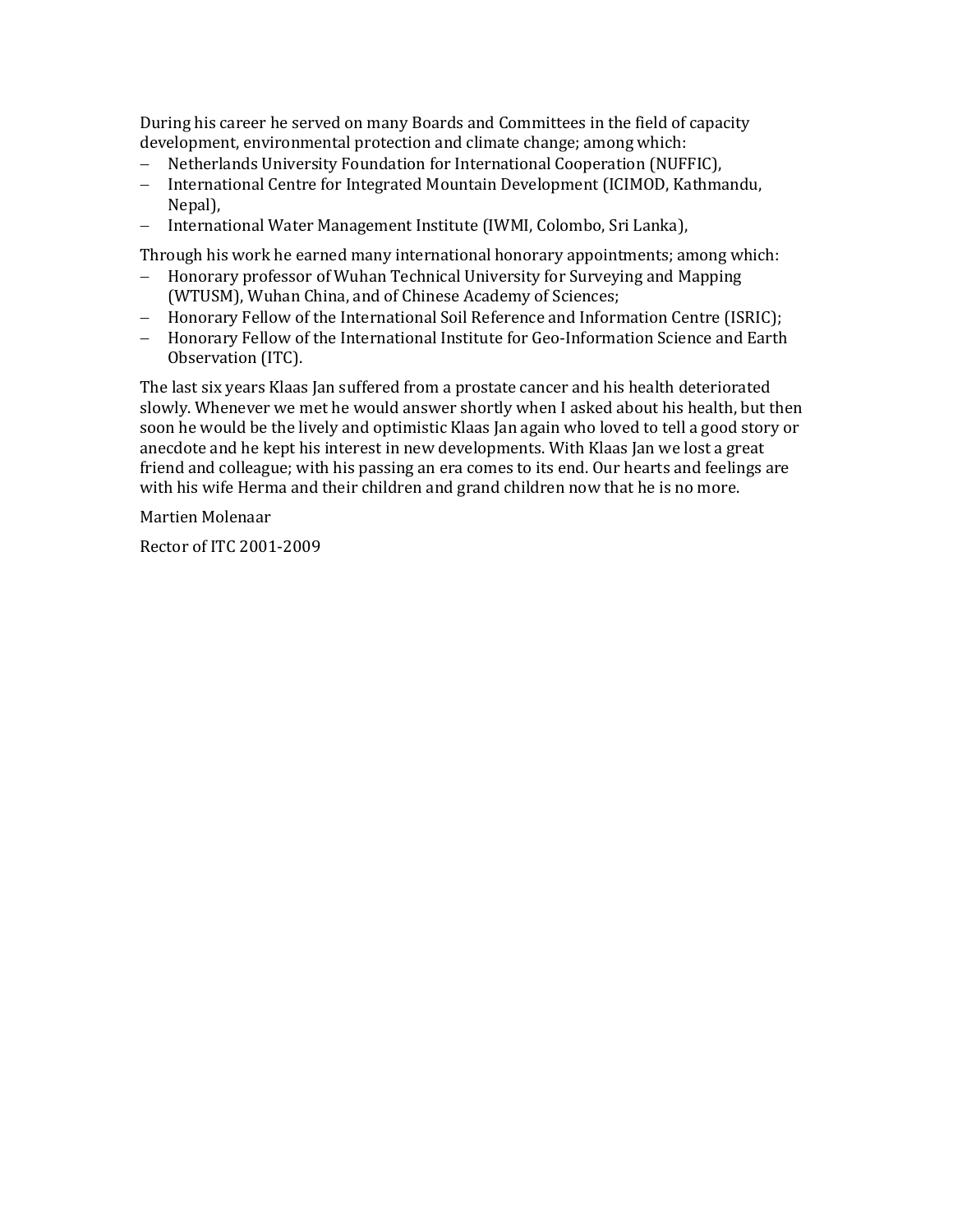During his career he served on many Boards and Committees in the field of capacity development, environmental protection and climate change; among which:

- Netherlands University Foundation for International Cooperation (NUFFIC),
- International Centre for Integrated Mountain Development (ICIMOD, Kathmandu, Nepal),
- International Water Management Institute (IWMI, Colombo, Sri Lanka),

Through his work he earned many international honorary appointments; among which:

- Honorary professor of Wuhan Technical University for Surveying and Mapping (WTUSM), Wuhan China, and of Chinese Academy of Sciences;
- Honorary Fellow of the International Soil Reference and Information Centre (ISRIC);
- Honorary Fellow of the International Institute for Geo-Information Science and Earth Observation (ITC).

The last six years Klaas Jan suffered from a prostate cancer and his health deteriorated slowly. Whenever we met he would answer shortly when I asked about his health, but then soon he would be the lively and optimistic Klaas Jan again who loved to tell a good story or anecdote and he kept his interest in new developments. With Klaas Jan we lost a great friend and colleague; with his passing an era comes to its end. Our hearts and feelings are with his wife Herma and their children and grand children now that he is no more.

Martien Molenaar

Rector of ITC 2001-2009